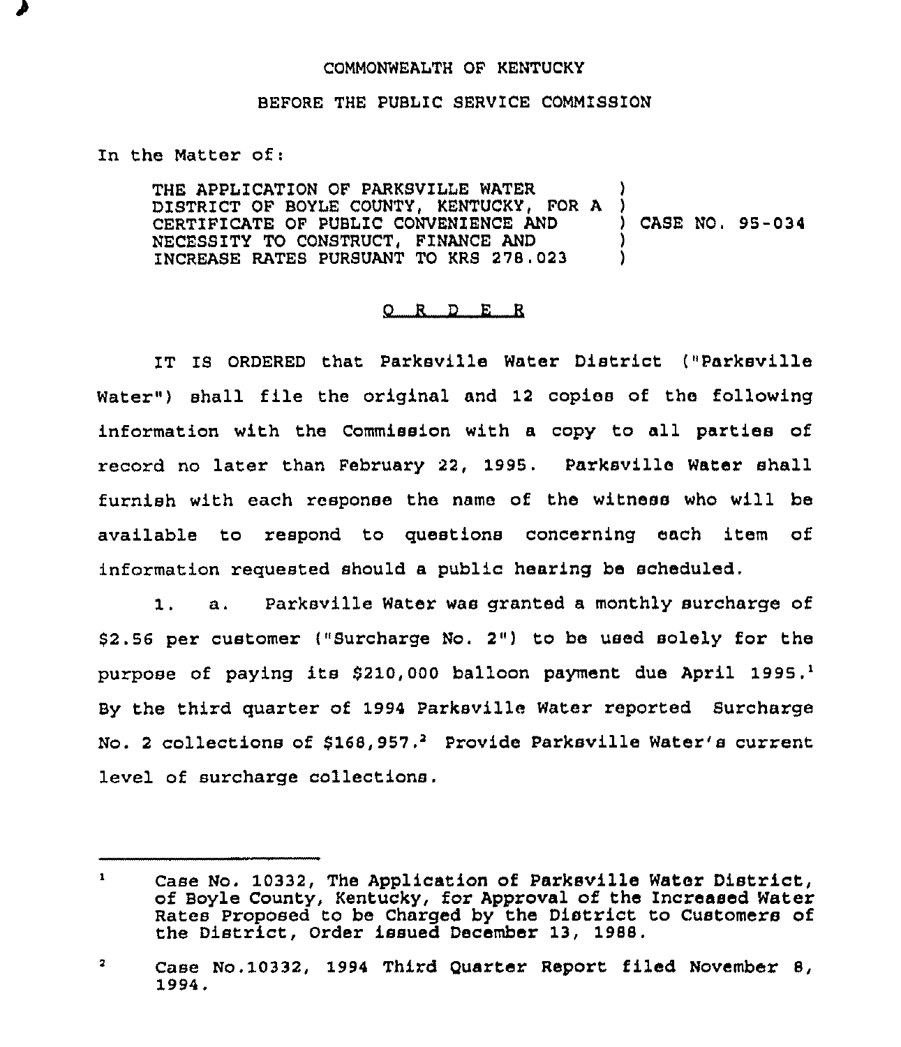COMMONWEALTH OF KENTUCKY

BEFORE THE PUBLIC SERVICE COMMISSION

In the Matter of:

THE APPLICATION OF PARKSVILLE WATER DISTRICT OF BOYLE COUNTY, KENTUCKY, FOR A CERTIFICATE OF PUBLIC CONVENIENCE AND NECESSITY TO CONSTRUCT, FINANCE AND INCREASE RATES PURSUANT TO KRS 278.023 ) CASE NO. 95-034

## O R D E R

IT IS ORDERED that Parksville Water District ("Parksville Water") shall file the original and 12 copies of the following information with the Commission with a copy to all parties of record no later than February 22, 1995. Parksville Water shall furnish with each response the name of the witness who will be available to respond to questions concerning each item of information requested should a public hearing be scheduled.

1. a. Parksville Water was granted a monthly surcharge of $2.56 per customer ("Surcharge No. 2") to be used solely for the purpose of paying its $210,000 balloon payment due April 1995.[1] By the third quarter of 1994 Parksville Water reported Surcharge No. 2 collections of $168,957.[2] Provide Parksville Water's current level of surcharge collections.

---

[1] Case No. 10332, The Application of Parksville Water District, of Boyle County, Kentucky, for Approval of the Increased Water Rates Proposed to be Charged by the District to Customers of the District, Order issued December 13, 1988.

[2] Case No.10332, 1994 Third Quarter Report filed November 8, 1994.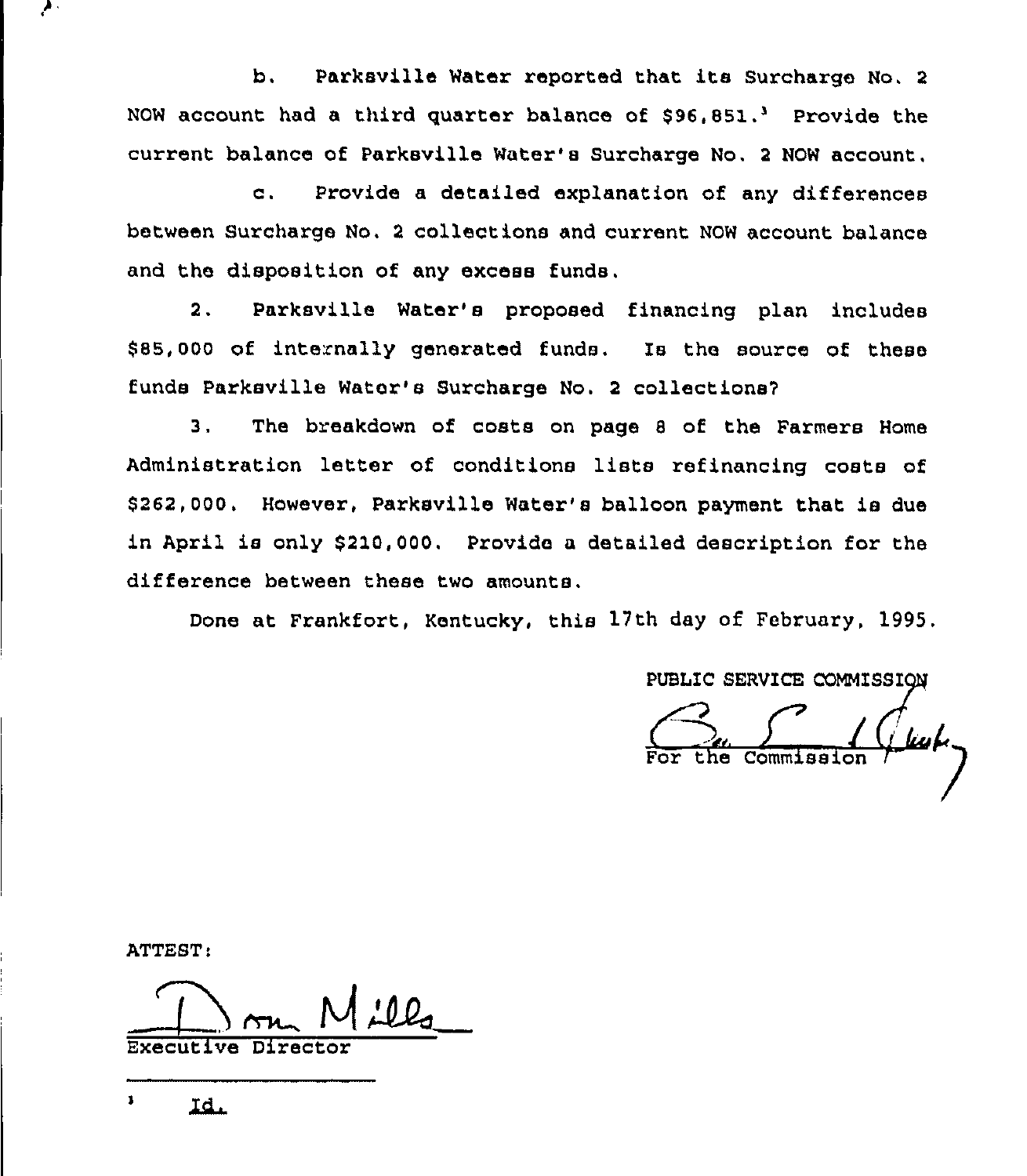b. Parksville Water reported that its Surcharge No. 2 NOW account had a third quarter balance of $96,851.[3] Provide the current balance of Parksville Water's Surcharge No. 2 NOW account.

c. Provide a detailed explanation of any differences between Surcharge No. 2 collections and current NOW account balance and the disposition of any excess funds.

2. Parksville Water's proposed financing plan includes $85,000 of internally generated funds. Is the source of these funds Parksville Water's Surcharge No. 2 collections?

3. The breakdown of costs on page 8 of the Farmers Home Administration letter of conditions lists refinancing costs of $262,000. However, Parksville Water's balloon payment that is due in April is only $210,000. Provide a detailed description for the difference between these two amounts.

Done at Frankfort, Kentucky, this 17th day of February, 1995.

PUBLIC SERVICE COMMISSION

For the Commission

ATTEST:

Executive Director

---

[3] Id.